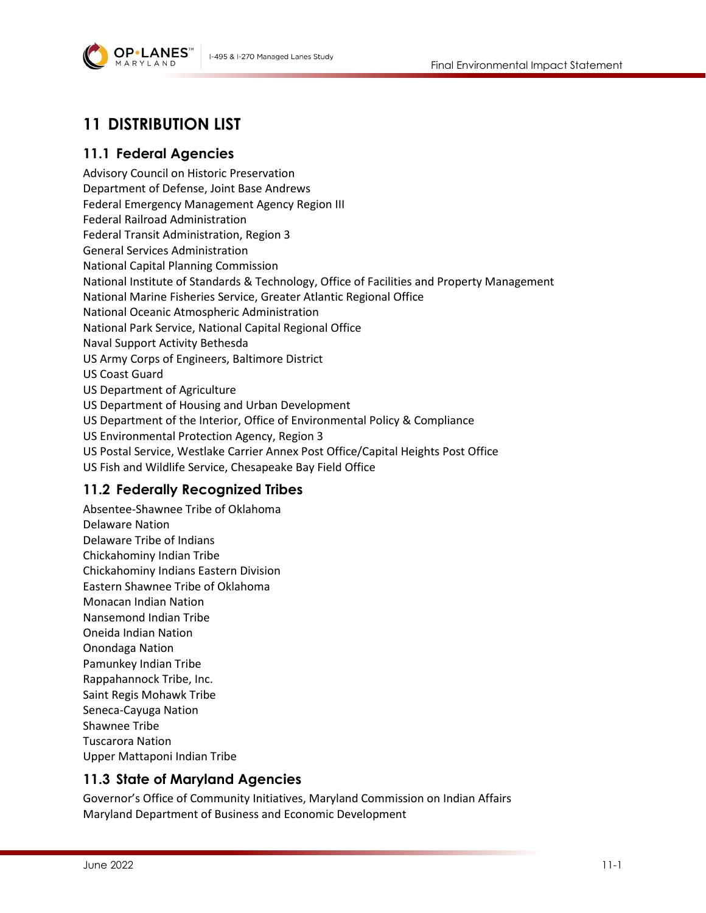# 11 DISTRIBUTION LIST

## 11.1 Federal Agencies

Advisory Council on Historic Preservation
Department of Defense, Joint Base Andrews
Federal Emergency Management Agency Region III
Federal Railroad Administration
Federal Transit Administration, Region 3
General Services Administration
National Capital Planning Commission
National Institute of Standards & Technology, Office of Facilities and Property Management
National Marine Fisheries Service, Greater Atlantic Regional Office
National Oceanic Atmospheric Administration
National Park Service, National Capital Regional Office
Naval Support Activity Bethesda
US Army Corps of Engineers, Baltimore District
US Coast Guard
US Department of Agriculture
US Department of Housing and Urban Development
US Department of the Interior, Office of Environmental Policy & Compliance
US Environmental Protection Agency, Region 3
US Postal Service, Westlake Carrier Annex Post Office/Capital Heights Post Office
US Fish and Wildlife Service, Chesapeake Bay Field Office

## 11.2 Federally Recognized Tribes

Absentee-Shawnee Tribe of Oklahoma
Delaware Nation
Delaware Tribe of Indians
Chickahominy Indian Tribe
Chickahominy Indians Eastern Division
Eastern Shawnee Tribe of Oklahoma
Monacan Indian Nation
Nansemond Indian Tribe
Oneida Indian Nation
Onondaga Nation
Pamunkey Indian Tribe
Rappahannock Tribe, Inc.
Saint Regis Mohawk Tribe
Seneca-Cayuga Nation
Shawnee Tribe
Tuscarora Nation
Upper Mattaponi Indian Tribe

## 11.3 State of Maryland Agencies

Governor's Office of Community Initiatives, Maryland Commission on Indian Affairs
Maryland Department of Business and Economic Development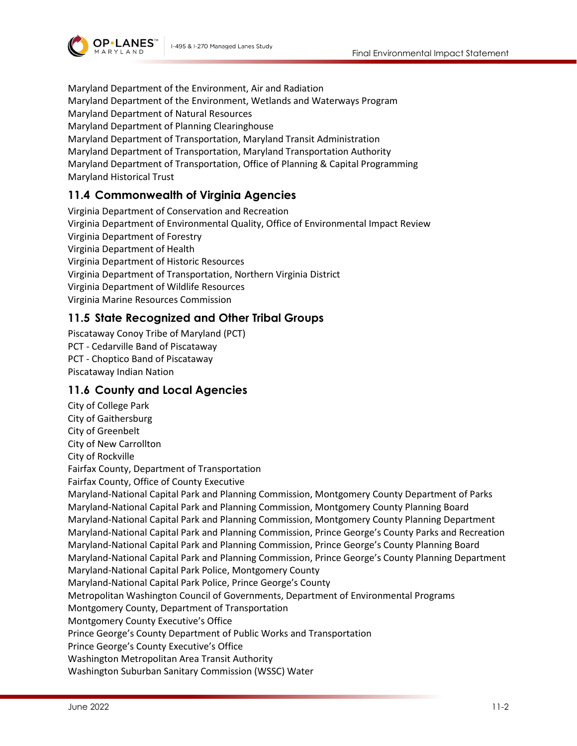Maryland Department of the Environment, Air and Radiation
Maryland Department of the Environment, Wetlands and Waterways Program
Maryland Department of Natural Resources
Maryland Department of Planning Clearinghouse
Maryland Department of Transportation, Maryland Transit Administration
Maryland Department of Transportation, Maryland Transportation Authority
Maryland Department of Transportation, Office of Planning & Capital Programming
Maryland Historical Trust

## 11.4 Commonwealth of Virginia Agencies

Virginia Department of Conservation and Recreation
Virginia Department of Environmental Quality, Office of Environmental Impact Review
Virginia Department of Forestry
Virginia Department of Health
Virginia Department of Historic Resources
Virginia Department of Transportation, Northern Virginia District
Virginia Department of Wildlife Resources
Virginia Marine Resources Commission

## 11.5 State Recognized and Other Tribal Groups

Piscataway Conoy Tribe of Maryland (PCT)
PCT - Cedarville Band of Piscataway
PCT - Choptico Band of Piscataway
Piscataway Indian Nation

## 11.6 County and Local Agencies

City of College Park
City of Gaithersburg
City of Greenbelt
City of New Carrollton
City of Rockville
Fairfax County, Department of Transportation
Fairfax County, Office of County Executive
Maryland-National Capital Park and Planning Commission, Montgomery County Department of Parks
Maryland-National Capital Park and Planning Commission, Montgomery County Planning Board
Maryland-National Capital Park and Planning Commission, Montgomery County Planning Department
Maryland-National Capital Park and Planning Commission, Prince George's County Parks and Recreation
Maryland-National Capital Park and Planning Commission, Prince George's County Planning Board
Maryland-National Capital Park and Planning Commission, Prince George's County Planning Department
Maryland-National Capital Park Police, Montgomery County
Maryland-National Capital Park Police, Prince George's County
Metropolitan Washington Council of Governments, Department of Environmental Programs
Montgomery County, Department of Transportation
Montgomery County Executive's Office
Prince George's County Department of Public Works and Transportation
Prince George's County Executive's Office
Washington Metropolitan Area Transit Authority
Washington Suburban Sanitary Commission (WSSC) Water